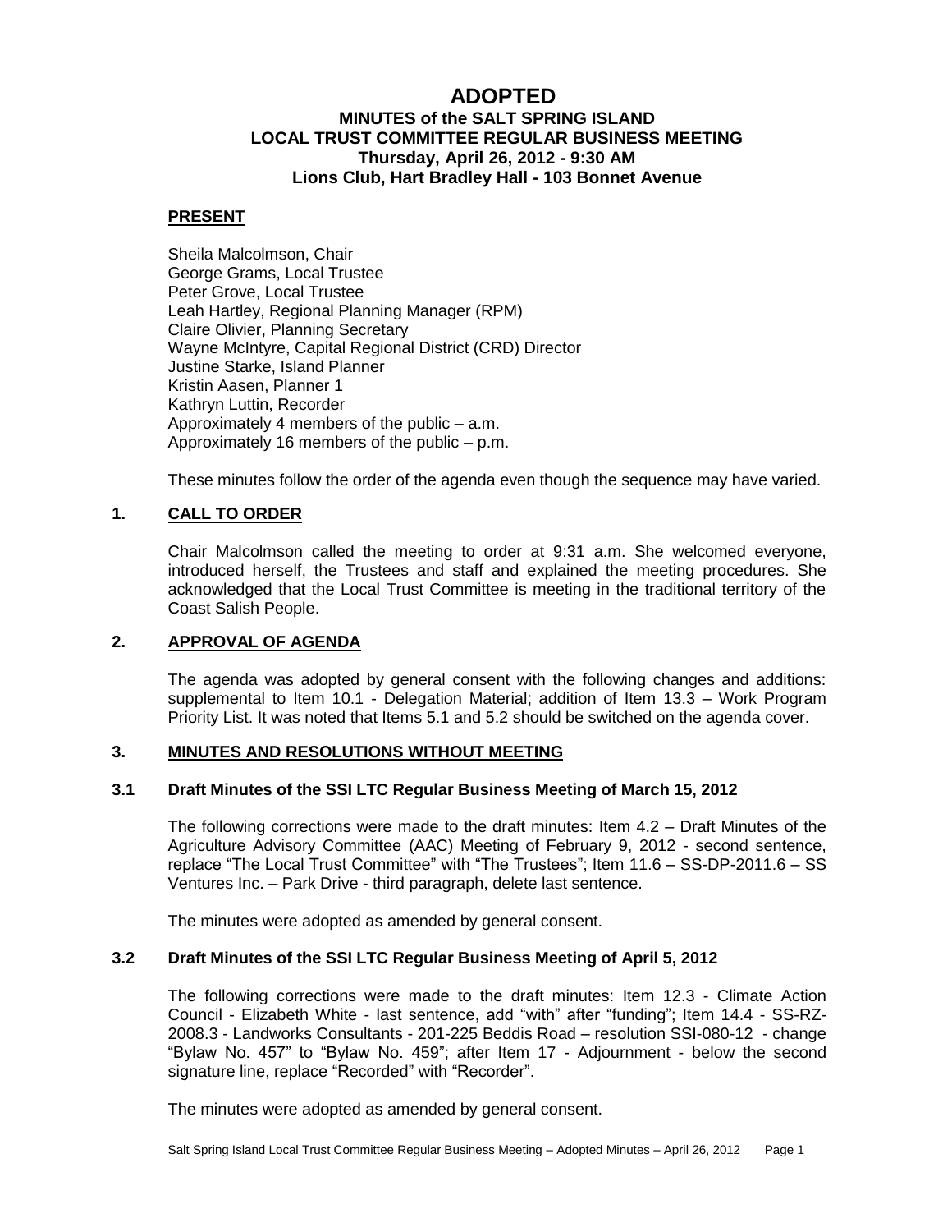# ADOPTED

## MINUTES of the SALT SPRING ISLAND LOCAL TRUST COMMITTEE REGULAR BUSINESS MEETING
## Thursday, April 26, 2012 - 9:30 AM
## Lions Club, Hart Bradley Hall - 103 Bonnet Avenue

**PRESENT**

Sheila Malcolmson, Chair
George Grams, Local Trustee
Peter Grove, Local Trustee
Leah Hartley, Regional Planning Manager (RPM)
Claire Olivier, Planning Secretary
Wayne McIntyre, Capital Regional District (CRD) Director
Justine Starke, Island Planner
Kristin Aasen, Planner 1
Kathryn Luttin, Recorder
Approximately 4 members of the public – a.m.
Approximately 16 members of the public – p.m.

These minutes follow the order of the agenda even though the sequence may have varied.

### 1. CALL TO ORDER

Chair Malcolmson called the meeting to order at 9:31 a.m. She welcomed everyone, introduced herself, the Trustees and staff and explained the meeting procedures. She acknowledged that the Local Trust Committee is meeting in the traditional territory of the Coast Salish People.

### 2. APPROVAL OF AGENDA

The agenda was adopted by general consent with the following changes and additions: supplemental to Item 10.1 - Delegation Material; addition of Item 13.3 – Work Program Priority List. It was noted that Items 5.1 and 5.2 should be switched on the agenda cover.

### 3. MINUTES AND RESOLUTIONS WITHOUT MEETING

#### 3.1 Draft Minutes of the SSI LTC Regular Business Meeting of March 15, 2012

The following corrections were made to the draft minutes: Item 4.2 – Draft Minutes of the Agriculture Advisory Committee (AAC) Meeting of February 9, 2012 - second sentence, replace "The Local Trust Committee" with "The Trustees"; Item 11.6 – SS-DP-2011.6 – SS Ventures Inc. – Park Drive - third paragraph, delete last sentence.

The minutes were adopted as amended by general consent.

#### 3.2 Draft Minutes of the SSI LTC Regular Business Meeting of April 5, 2012

The following corrections were made to the draft minutes: Item 12.3 - Climate Action Council - Elizabeth White - last sentence, add "with" after "funding"; Item 14.4 - SS-RZ-2008.3 - Landworks Consultants - 201-225 Beddis Road – resolution SSI-080-12 - change "Bylaw No. 457" to "Bylaw No. 459"; after Item 17 - Adjournment - below the second signature line, replace "Recorded" with "Recorder".

The minutes were adopted as amended by general consent.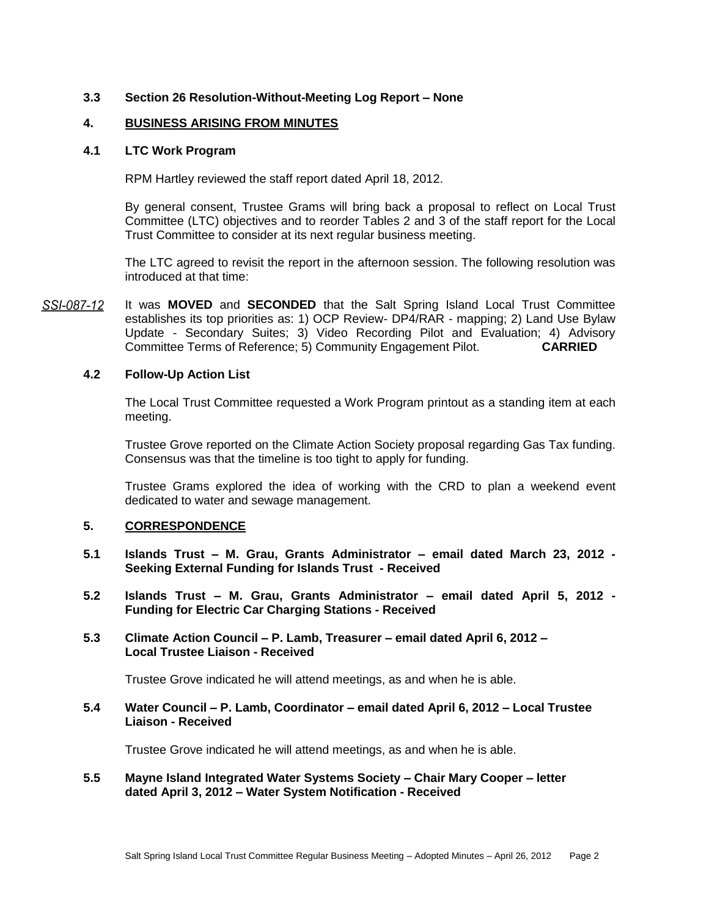**3.3 Section 26 Resolution-Without-Meeting Log Report – None**

## 4. BUSINESS ARISING FROM MINUTES

**4.1 LTC Work Program**

RPM Hartley reviewed the staff report dated April 18, 2012.

By general consent, Trustee Grams will bring back a proposal to reflect on Local Trust Committee (LTC) objectives and to reorder Tables 2 and 3 of the staff report for the Local Trust Committee to consider at its next regular business meeting.

The LTC agreed to revisit the report in the afternoon session. The following resolution was introduced at that time:

*SSI-087-12* It was **MOVED** and **SECONDED** that the Salt Spring Island Local Trust Committee establishes its top priorities as: 1) OCP Review- DP4/RAR - mapping; 2) Land Use Bylaw Update - Secondary Suites; 3) Video Recording Pilot and Evaluation; 4) Advisory Committee Terms of Reference; 5) Community Engagement Pilot. **CARRIED**

**4.2 Follow-Up Action List**

The Local Trust Committee requested a Work Program printout as a standing item at each meeting.

Trustee Grove reported on the Climate Action Society proposal regarding Gas Tax funding. Consensus was that the timeline is too tight to apply for funding.

Trustee Grams explored the idea of working with the CRD to plan a weekend event dedicated to water and sewage management.

## 5. CORRESPONDENCE

**5.1 Islands Trust – M. Grau, Grants Administrator – email dated March 23, 2012 - Seeking External Funding for Islands Trust - Received**

**5.2 Islands Trust – M. Grau, Grants Administrator – email dated April 5, 2012 - Funding for Electric Car Charging Stations - Received**

**5.3 Climate Action Council – P. Lamb, Treasurer – email dated April 6, 2012 – Local Trustee Liaison - Received**

Trustee Grove indicated he will attend meetings, as and when he is able.

**5.4 Water Council – P. Lamb, Coordinator – email dated April 6, 2012 – Local Trustee Liaison - Received**

Trustee Grove indicated he will attend meetings, as and when he is able.

**5.5 Mayne Island Integrated Water Systems Society – Chair Mary Cooper – letter dated April 3, 2012 – Water System Notification - Received**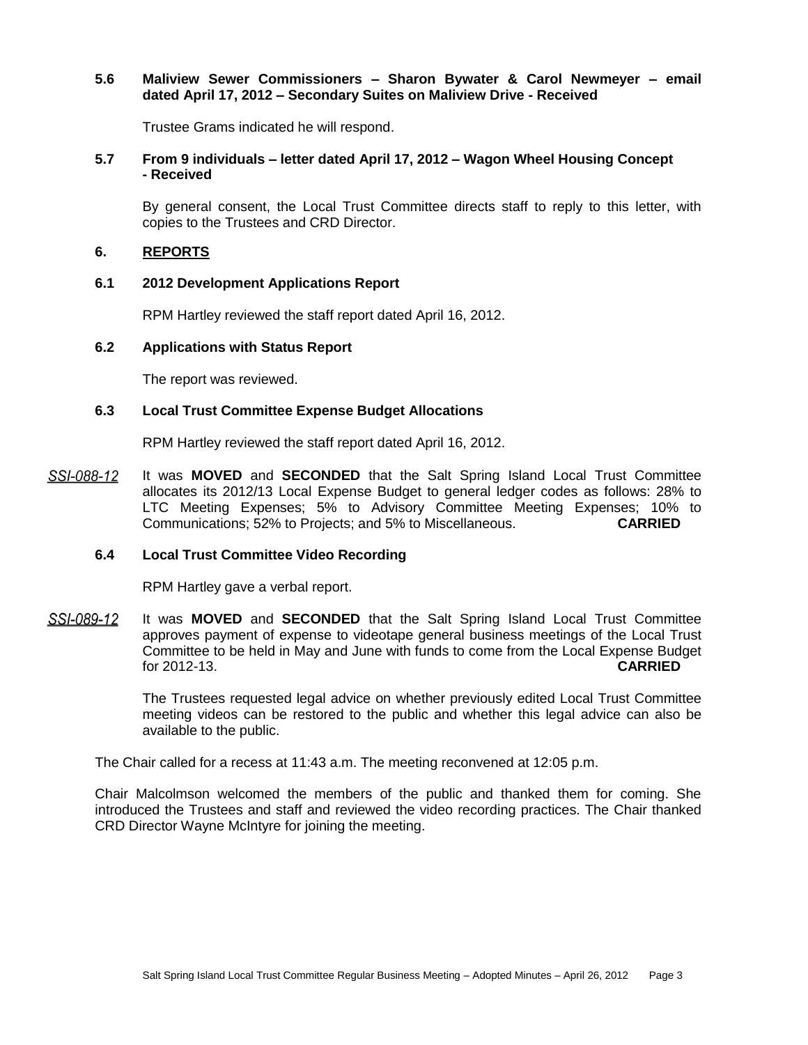**5.6 Maliview Sewer Commissioners – Sharon Bywater & Carol Newmeyer – email dated April 17, 2012 – Secondary Suites on Maliview Drive - Received**

Trustee Grams indicated he will respond.

**5.7 From 9 individuals – letter dated April 17, 2012 – Wagon Wheel Housing Concept - Received**

By general consent, the Local Trust Committee directs staff to reply to this letter, with copies to the Trustees and CRD Director.

## 6. REPORTS

### 6.1 2012 Development Applications Report

RPM Hartley reviewed the staff report dated April 16, 2012.

### 6.2 Applications with Status Report

The report was reviewed.

### 6.3 Local Trust Committee Expense Budget Allocations

RPM Hartley reviewed the staff report dated April 16, 2012.

*SSI-088-12* It was **MOVED** and **SECONDED** that the Salt Spring Island Local Trust Committee allocates its 2012/13 Local Expense Budget to general ledger codes as follows: 28% to LTC Meeting Expenses; 5% to Advisory Committee Meeting Expenses; 10% to Communications; 52% to Projects; and 5% to Miscellaneous. **CARRIED**

### 6.4 Local Trust Committee Video Recording

RPM Hartley gave a verbal report.

*SSI-089-12* It was **MOVED** and **SECONDED** that the Salt Spring Island Local Trust Committee approves payment of expense to videotape general business meetings of the Local Trust Committee to be held in May and June with funds to come from the Local Expense Budget for 2012-13. **CARRIED**

The Trustees requested legal advice on whether previously edited Local Trust Committee meeting videos can be restored to the public and whether this legal advice can also be available to the public.

The Chair called for a recess at 11:43 a.m. The meeting reconvened at 12:05 p.m.

Chair Malcolmson welcomed the members of the public and thanked them for coming. She introduced the Trustees and staff and reviewed the video recording practices. The Chair thanked CRD Director Wayne McIntyre for joining the meeting.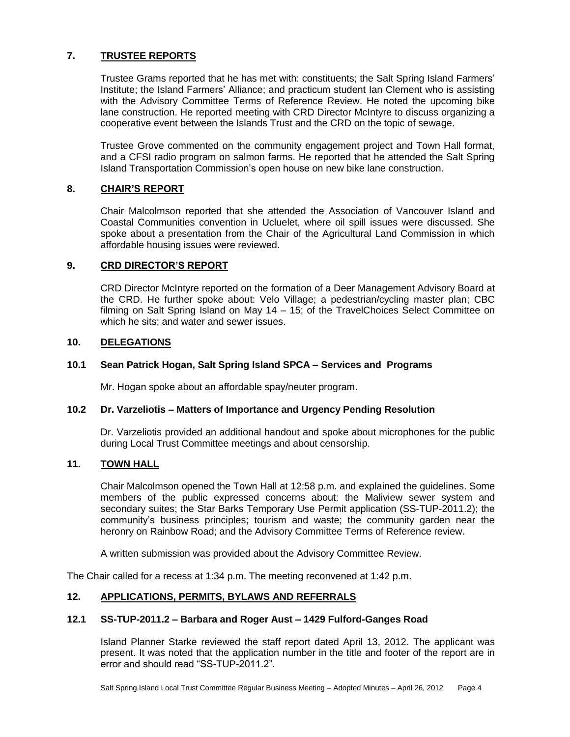## 7. TRUSTEE REPORTS

Trustee Grams reported that he has met with: constituents; the Salt Spring Island Farmers' Institute; the Island Farmers' Alliance; and practicum student Ian Clement who is assisting with the Advisory Committee Terms of Reference Review. He noted the upcoming bike lane construction. He reported meeting with CRD Director McIntyre to discuss organizing a cooperative event between the Islands Trust and the CRD on the topic of sewage.

Trustee Grove commented on the community engagement project and Town Hall format, and a CFSI radio program on salmon farms. He reported that he attended the Salt Spring Island Transportation Commission's open house on new bike lane construction.

## 8. CHAIR'S REPORT

Chair Malcolmson reported that she attended the Association of Vancouver Island and Coastal Communities convention in Ucluelet, where oil spill issues were discussed. She spoke about a presentation from the Chair of the Agricultural Land Commission in which affordable housing issues were reviewed.

## 9. CRD DIRECTOR'S REPORT

CRD Director McIntyre reported on the formation of a Deer Management Advisory Board at the CRD. He further spoke about: Velo Village; a pedestrian/cycling master plan; CBC filming on Salt Spring Island on May 14 – 15; of the TravelChoices Select Committee on which he sits; and water and sewer issues.

## 10. DELEGATIONS

### 10.1 Sean Patrick Hogan, Salt Spring Island SPCA – Services and Programs

Mr. Hogan spoke about an affordable spay/neuter program.

### 10.2 Dr. Varzeliotis – Matters of Importance and Urgency Pending Resolution

Dr. Varzeliotis provided an additional handout and spoke about microphones for the public during Local Trust Committee meetings and about censorship.

## 11. TOWN HALL

Chair Malcolmson opened the Town Hall at 12:58 p.m. and explained the guidelines. Some members of the public expressed concerns about: the Maliview sewer system and secondary suites; the Star Barks Temporary Use Permit application (SS-TUP-2011.2); the community's business principles; tourism and waste; the community garden near the heronry on Rainbow Road; and the Advisory Committee Terms of Reference review.

A written submission was provided about the Advisory Committee Review.

The Chair called for a recess at 1:34 p.m. The meeting reconvened at 1:42 p.m.

## 12. APPLICATIONS, PERMITS, BYLAWS AND REFERRALS

### 12.1 SS-TUP-2011.2 – Barbara and Roger Aust – 1429 Fulford-Ganges Road

Island Planner Starke reviewed the staff report dated April 13, 2012. The applicant was present. It was noted that the application number in the title and footer of the report are in error and should read "SS-TUP-2011.2".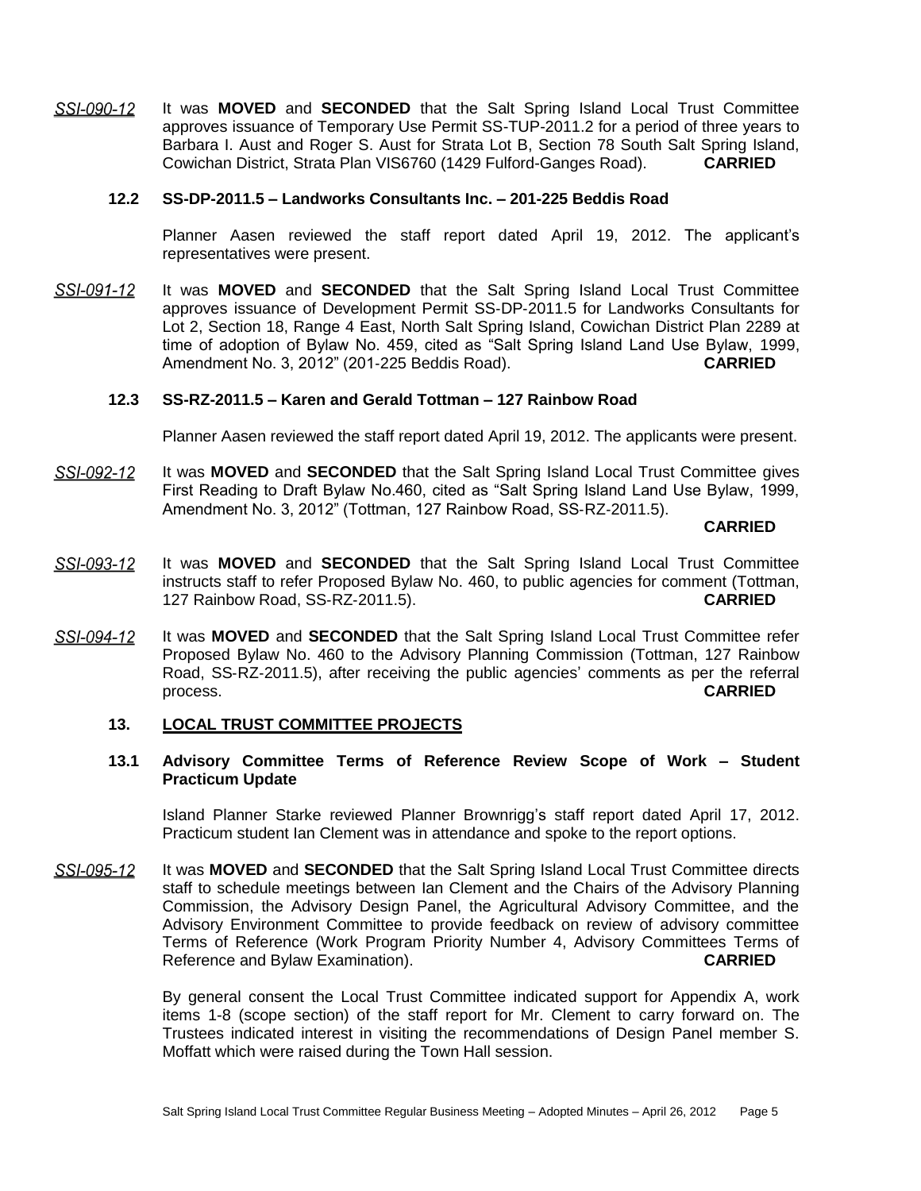*SSI-090-12* It was **MOVED** and **SECONDED** that the Salt Spring Island Local Trust Committee approves issuance of Temporary Use Permit SS-TUP-2011.2 for a period of three years to Barbara I. Aust and Roger S. Aust for Strata Lot B, Section 78 South Salt Spring Island, Cowichan District, Strata Plan VIS6760 (1429 Fulford-Ganges Road). **CARRIED**

### 12.2 SS-DP-2011.5 – Landworks Consultants Inc. – 201-225 Beddis Road

Planner Aasen reviewed the staff report dated April 19, 2012. The applicant's representatives were present.

*SSI-091-12* It was **MOVED** and **SECONDED** that the Salt Spring Island Local Trust Committee approves issuance of Development Permit SS-DP-2011.5 for Landworks Consultants for Lot 2, Section 18, Range 4 East, North Salt Spring Island, Cowichan District Plan 2289 at time of adoption of Bylaw No. 459, cited as "Salt Spring Island Land Use Bylaw, 1999, Amendment No. 3, 2012" (201-225 Beddis Road). **CARRIED**

### 12.3 SS-RZ-2011.5 – Karen and Gerald Tottman – 127 Rainbow Road

Planner Aasen reviewed the staff report dated April 19, 2012. The applicants were present.

*SSI-092-12* It was **MOVED** and **SECONDED** that the Salt Spring Island Local Trust Committee gives First Reading to Draft Bylaw No.460, cited as "Salt Spring Island Land Use Bylaw, 1999, Amendment No. 3, 2012" (Tottman, 127 Rainbow Road, SS-RZ-2011.5). **CARRIED**

*SSI-093-12* It was **MOVED** and **SECONDED** that the Salt Spring Island Local Trust Committee instructs staff to refer Proposed Bylaw No. 460, to public agencies for comment (Tottman, 127 Rainbow Road, SS-RZ-2011.5). **CARRIED**

*SSI-094-12* It was **MOVED** and **SECONDED** that the Salt Spring Island Local Trust Committee refer Proposed Bylaw No. 460 to the Advisory Planning Commission (Tottman, 127 Rainbow Road, SS-RZ-2011.5), after receiving the public agencies' comments as per the referral process. **CARRIED**

## 13. LOCAL TRUST COMMITTEE PROJECTS

### 13.1 Advisory Committee Terms of Reference Review Scope of Work – Student Practicum Update

Island Planner Starke reviewed Planner Brownrigg's staff report dated April 17, 2012. Practicum student Ian Clement was in attendance and spoke to the report options.

*SSI-095-12* It was **MOVED** and **SECONDED** that the Salt Spring Island Local Trust Committee directs staff to schedule meetings between Ian Clement and the Chairs of the Advisory Planning Commission, the Advisory Design Panel, the Agricultural Advisory Committee, and the Advisory Environment Committee to provide feedback on review of advisory committee Terms of Reference (Work Program Priority Number 4, Advisory Committees Terms of Reference and Bylaw Examination). **CARRIED**

By general consent the Local Trust Committee indicated support for Appendix A, work items 1-8 (scope section) of the staff report for Mr. Clement to carry forward on. The Trustees indicated interest in visiting the recommendations of Design Panel member S. Moffatt which were raised during the Town Hall session.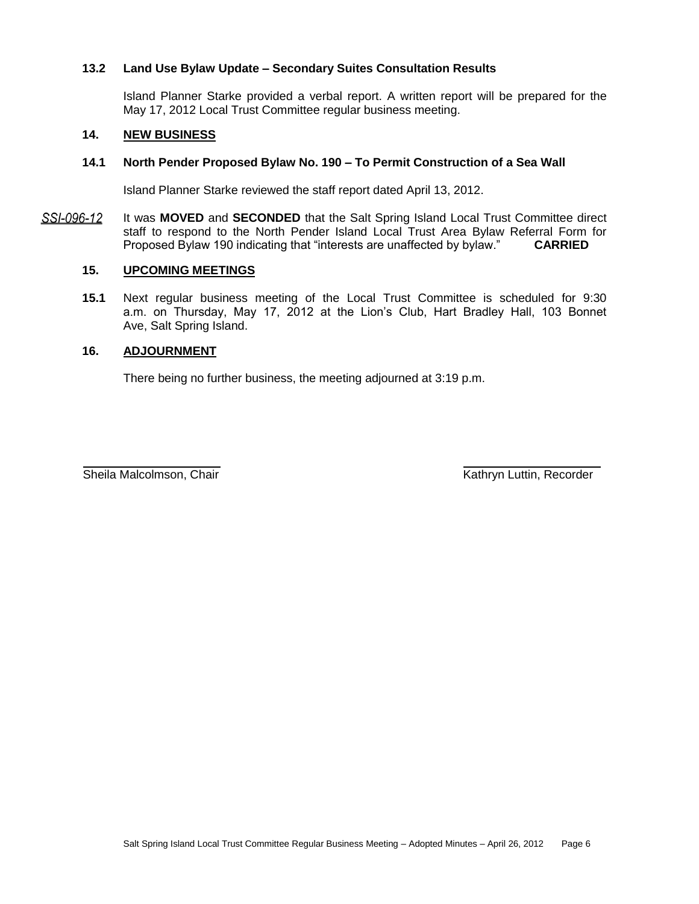### 13.2 Land Use Bylaw Update – Secondary Suites Consultation Results

Island Planner Starke provided a verbal report. A written report will be prepared for the May 17, 2012 Local Trust Committee regular business meeting.

## 14. NEW BUSINESS

### 14.1 North Pender Proposed Bylaw No. 190 – To Permit Construction of a Sea Wall

Island Planner Starke reviewed the staff report dated April 13, 2012.

*SSI-096-12* It was **MOVED** and **SECONDED** that the Salt Spring Island Local Trust Committee direct staff to respond to the North Pender Island Local Trust Area Bylaw Referral Form for Proposed Bylaw 190 indicating that "interests are unaffected by bylaw." **CARRIED**

## 15. UPCOMING MEETINGS

**15.1** Next regular business meeting of the Local Trust Committee is scheduled for 9:30 a.m. on Thursday, May 17, 2012 at the Lion's Club, Hart Bradley Hall, 103 Bonnet Ave, Salt Spring Island.

## 16. ADJOURNMENT

There being no further business, the meeting adjourned at 3:19 p.m.

Sheila Malcolmson, Chair

Kathryn Luttin, Recorder